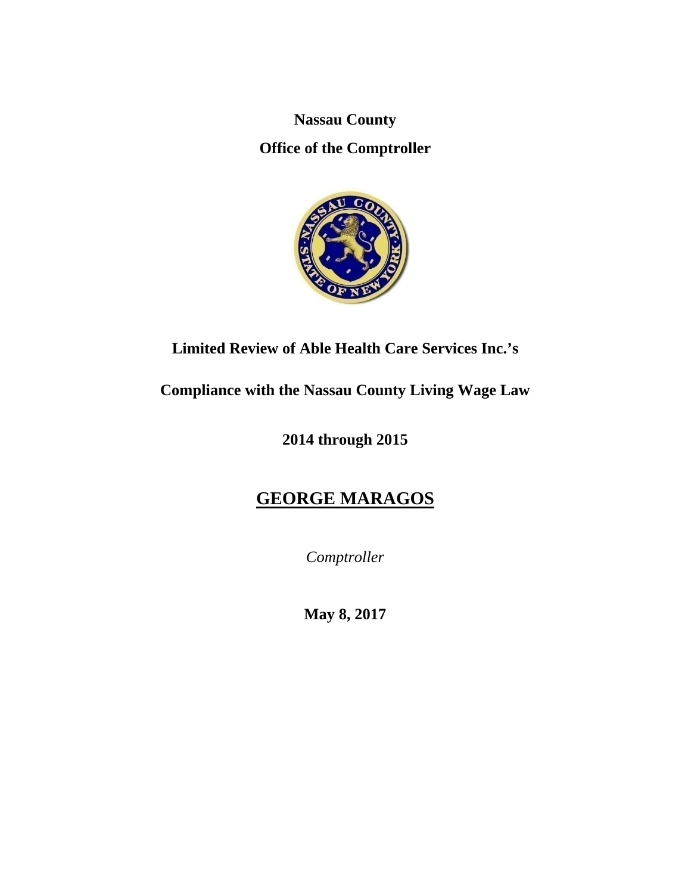**Nassau County**

**Office of the Comptroller**

# Limited Review of Able Health Care Services Inc.'s

# Compliance with the Nassau County Living Wage Law

# 2014 through 2015

## GEORGE MARAGOS

*Comptroller*

**May 8, 2017**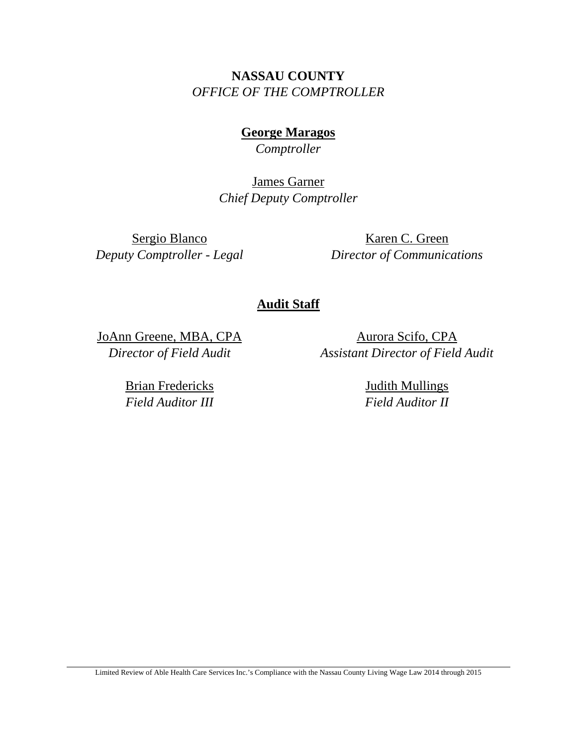**NASSAU COUNTY**
*OFFICE OF THE COMPTROLLER*

**George Maragos**
*Comptroller*

James Garner
*Chief Deputy Comptroller*

Sergio Blanco
*Deputy Comptroller - Legal*

Karen C. Green
*Director of Communications*

## Audit Staff

JoAnn Greene, MBA, CPA
*Director of Field Audit*

Aurora Scifo, CPA
*Assistant Director of Field Audit*

Brian Fredericks
*Field Auditor III*

Judith Mullings
*Field Auditor II*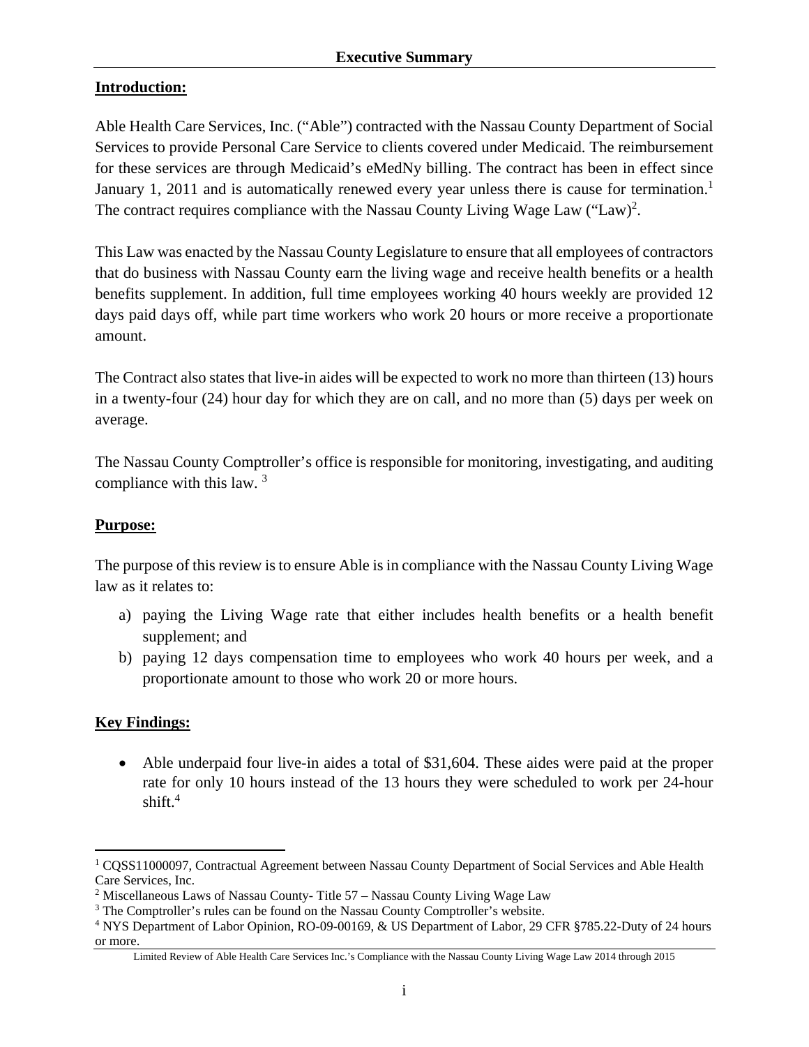# Executive Summary

**Introduction:**

Able Health Care Services, Inc. ("Able") contracted with the Nassau County Department of Social Services to provide Personal Care Service to clients covered under Medicaid. The reimbursement for these services are through Medicaid's eMedNy billing. The contract has been in effect since January 1, 2011 and is automatically renewed every year unless there is cause for termination.[1] The contract requires compliance with the Nassau County Living Wage Law ("Law")[2].

This Law was enacted by the Nassau County Legislature to ensure that all employees of contractors that do business with Nassau County earn the living wage and receive health benefits or a health benefits supplement. In addition, full time employees working 40 hours weekly are provided 12 days paid days off, while part time workers who work 20 hours or more receive a proportionate amount.

The Contract also states that live-in aides will be expected to work no more than thirteen (13) hours in a twenty-four (24) hour day for which they are on call, and no more than (5) days per week on average.

The Nassau County Comptroller's office is responsible for monitoring, investigating, and auditing compliance with this law. [3]

**Purpose:**

The purpose of this review is to ensure Able is in compliance with the Nassau County Living Wage law as it relates to:

a) paying the Living Wage rate that either includes health benefits or a health benefit supplement; and
b) paying 12 days compensation time to employees who work 40 hours per week, and a proportionate amount to those who work 20 or more hours.

**Key Findings:**

- Able underpaid four live-in aides a total of $31,604. These aides were paid at the proper rate for only 10 hours instead of the 13 hours they were scheduled to work per 24-hour shift.[4]

---

[1] CQSS11000097, Contractual Agreement between Nassau County Department of Social Services and Able Health Care Services, Inc.

[2] Miscellaneous Laws of Nassau County- Title 57 – Nassau County Living Wage Law

[3] The Comptroller's rules can be found on the Nassau County Comptroller's website.

[4] NYS Department of Labor Opinion, RO-09-00169, & US Department of Labor, 29 CFR §785.22-Duty of 24 hours or more.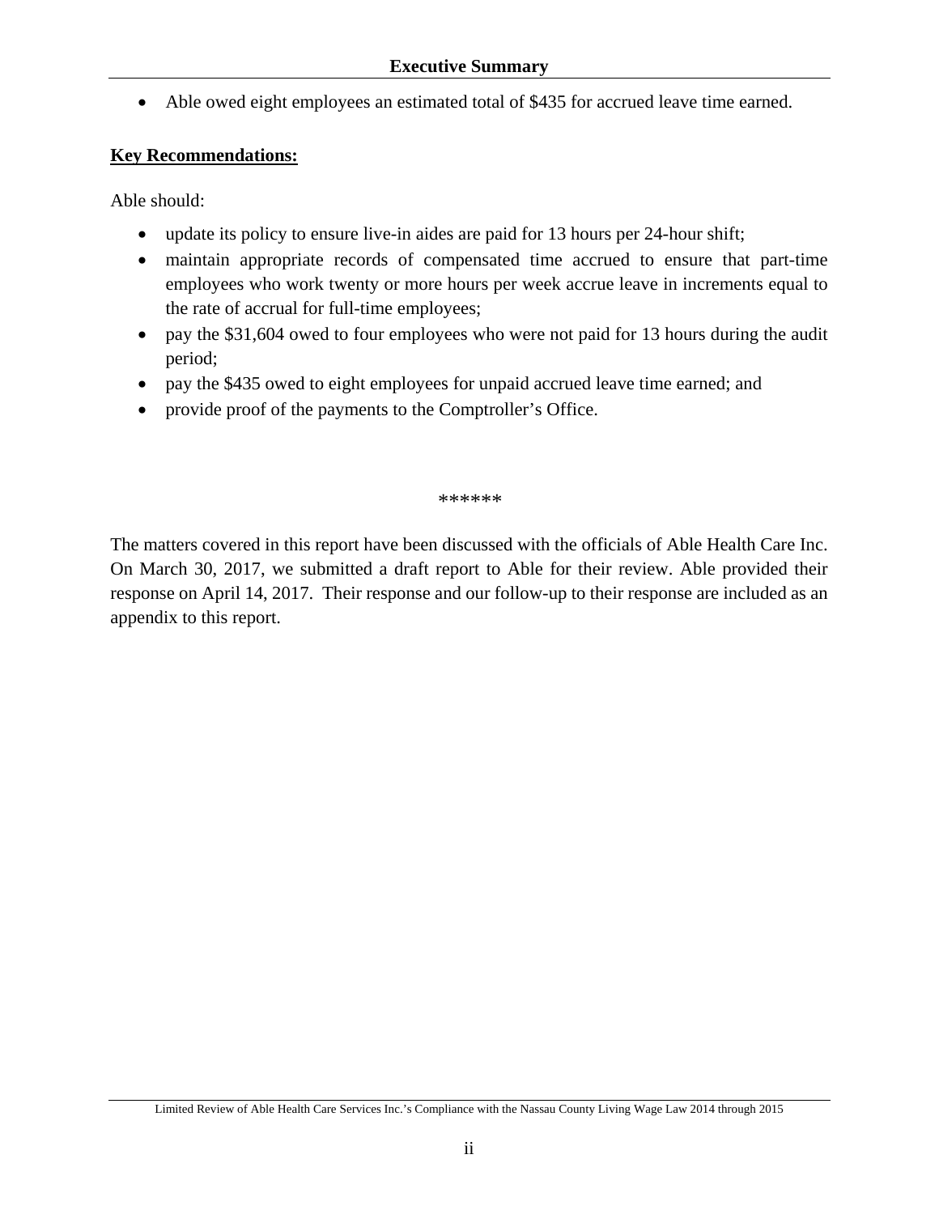- Able owed eight employees an estimated total of $435 for accrued leave time earned.

**Key Recommendations:**

Able should:

- update its policy to ensure live-in aides are paid for 13 hours per 24-hour shift;
- maintain appropriate records of compensated time accrued to ensure that part-time employees who work twenty or more hours per week accrue leave in increments equal to the rate of accrual for full-time employees;
- pay the $31,604 owed to four employees who were not paid for 13 hours during the audit period;
- pay the $435 owed to eight employees for unpaid accrued leave time earned; and
- provide proof of the payments to the Comptroller's Office.

******

The matters covered in this report have been discussed with the officials of Able Health Care Inc. On March 30, 2017, we submitted a draft report to Able for their review. Able provided their response on April 14, 2017. Their response and our follow-up to their response are included as an appendix to this report.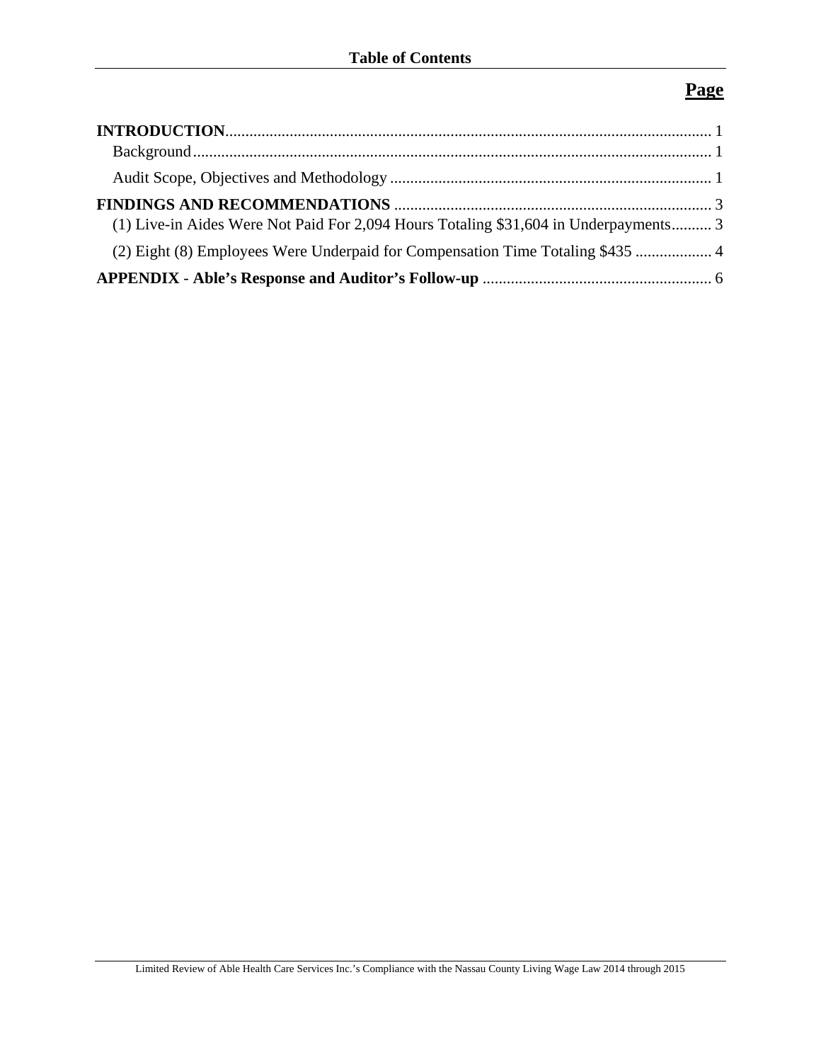# Table of Contents

| | Page |
|---|---|
| **INTRODUCTION** | 1 |
| Background | 1 |
| Audit Scope, Objectives and Methodology | 1 |
| **FINDINGS AND RECOMMENDATIONS** | 3 |
| (1) Live-in Aides Were Not Paid For 2,094 Hours Totaling $31,604 in Underpayments | 3 |
| (2) Eight (8) Employees Were Underpaid for Compensation Time Totaling $435 | 4 |
| **APPENDIX - Able's Response and Auditor's Follow-up** | 6 |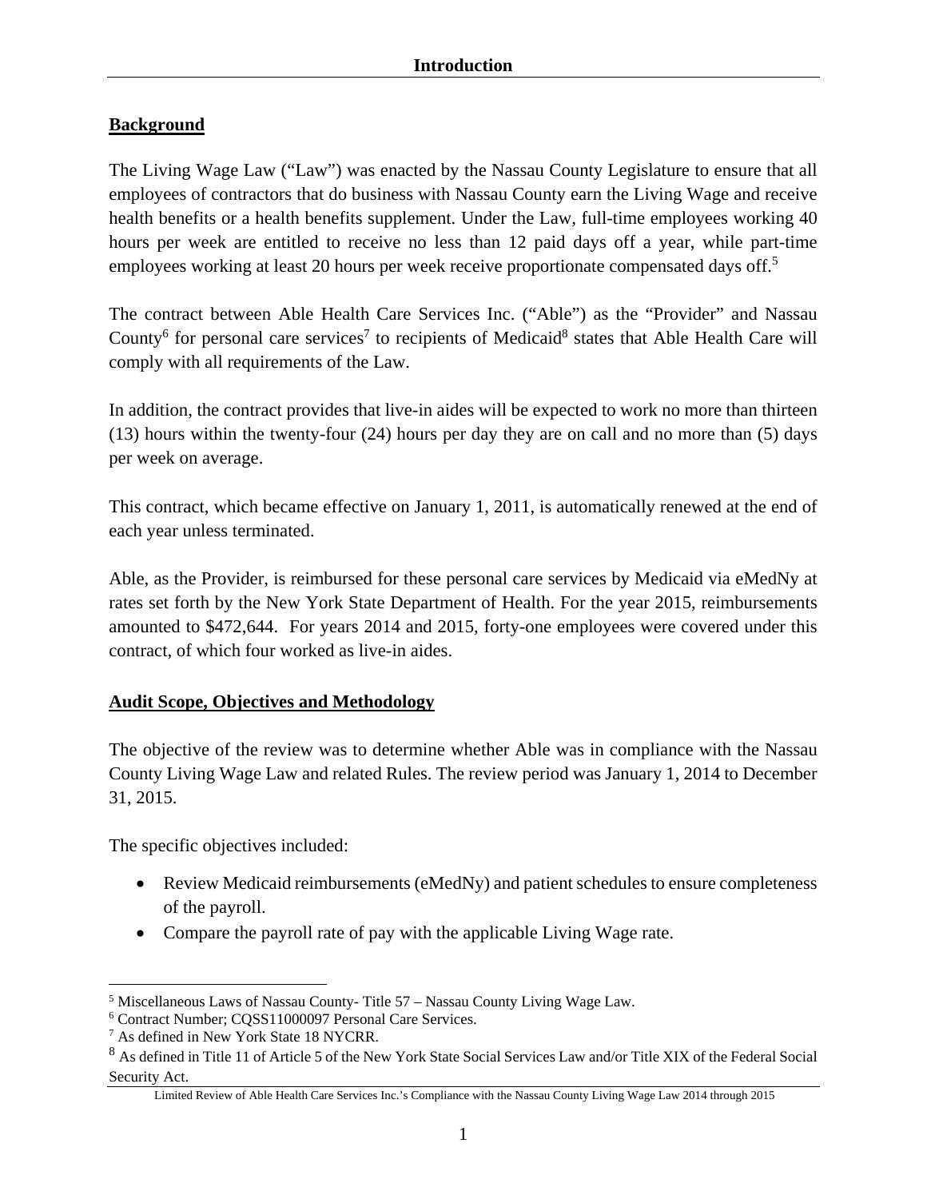## Introduction

### Background

The Living Wage Law ("Law") was enacted by the Nassau County Legislature to ensure that all employees of contractors that do business with Nassau County earn the Living Wage and receive health benefits or a health benefits supplement. Under the Law, full-time employees working 40 hours per week are entitled to receive no less than 12 paid days off a year, while part-time employees working at least 20 hours per week receive proportionate compensated days off.[5]

The contract between Able Health Care Services Inc. ("Able") as the "Provider" and Nassau County[6] for personal care services[7] to recipients of Medicaid[8] states that Able Health Care will comply with all requirements of the Law.

In addition, the contract provides that live-in aides will be expected to work no more than thirteen (13) hours within the twenty-four (24) hours per day they are on call and no more than (5) days per week on average.

This contract, which became effective on January 1, 2011, is automatically renewed at the end of each year unless terminated.

Able, as the Provider, is reimbursed for these personal care services by Medicaid via eMedNy at rates set forth by the New York State Department of Health. For the year 2015, reimbursements amounted to $472,644. For years 2014 and 2015, forty-one employees were covered under this contract, of which four worked as live-in aides.

### Audit Scope, Objectives and Methodology

The objective of the review was to determine whether Able was in compliance with the Nassau County Living Wage Law and related Rules. The review period was January 1, 2014 to December 31, 2015.

The specific objectives included:

- Review Medicaid reimbursements (eMedNy) and patient schedules to ensure completeness of the payroll.
- Compare the payroll rate of pay with the applicable Living Wage rate.

---

[5] Miscellaneous Laws of Nassau County- Title 57 – Nassau County Living Wage Law.

[6] Contract Number; CQSS11000097 Personal Care Services.

[7] As defined in New York State 18 NYCRR.

[8] As defined in Title 11 of Article 5 of the New York State Social Services Law and/or Title XIX of the Federal Social Security Act.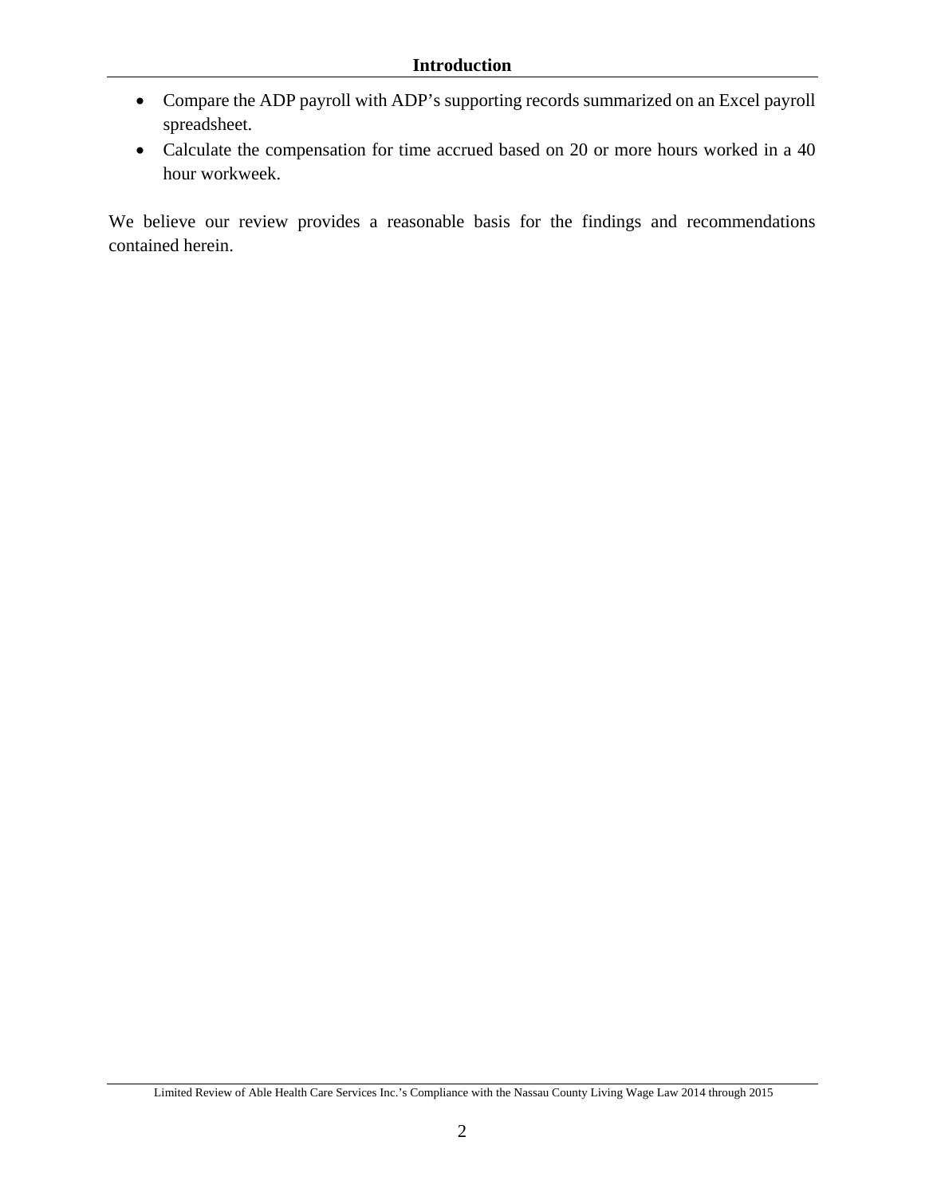- Compare the ADP payroll with ADP's supporting records summarized on an Excel payroll spreadsheet.
- Calculate the compensation for time accrued based on 20 or more hours worked in a 40 hour workweek.

We believe our review provides a reasonable basis for the findings and recommendations contained herein.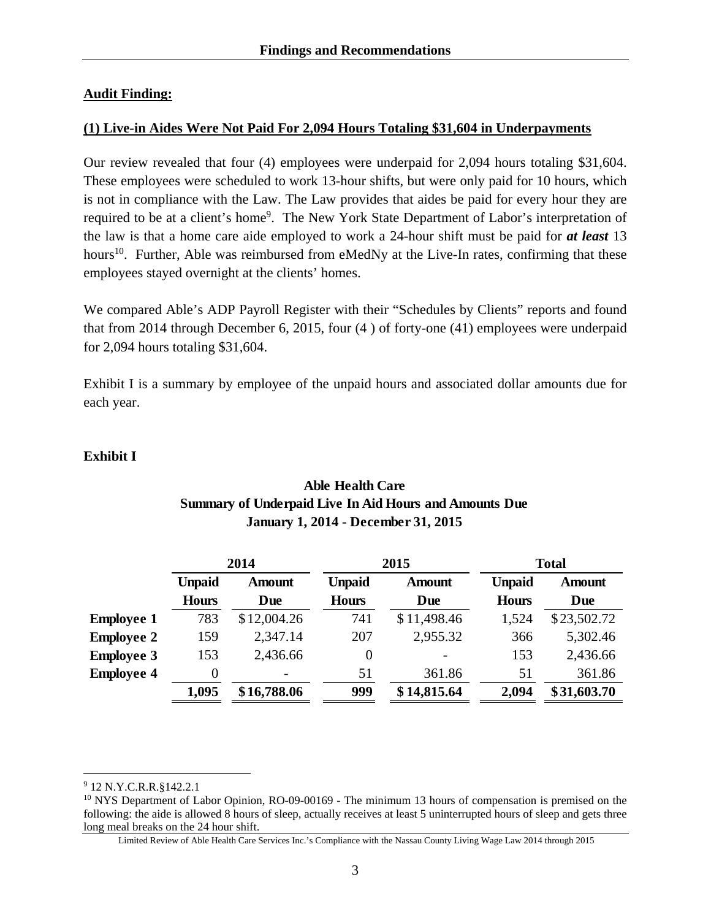## Findings and Recommendations

**Audit Finding:**

**(1) Live-in Aides Were Not Paid For 2,094 Hours Totaling $31,604 in Underpayments**

Our review revealed that four (4) employees were underpaid for 2,094 hours totaling $31,604. These employees were scheduled to work 13-hour shifts, but were only paid for 10 hours, which is not in compliance with the Law. The Law provides that aides be paid for every hour they are required to be at a client's home[9]. The New York State Department of Labor's interpretation of the law is that a home care aide employed to work a 24-hour shift must be paid for ***at least*** 13 hours[10]. Further, Able was reimbursed from eMedNy at the Live-In rates, confirming that these employees stayed overnight at the clients' homes.

We compared Able's ADP Payroll Register with their "Schedules by Clients" reports and found that from 2014 through December 6, 2015, four (4 ) of forty-one (41) employees were underpaid for 2,094 hours totaling $31,604.

Exhibit I is a summary by employee of the unpaid hours and associated dollar amounts due for each year.

**Exhibit I**

**Able Health Care**
**Summary of Underpaid Live In Aid Hours and Amounts Due**
**January 1, 2014 - December 31, 2015**

| | 2014 | | 2015 | | Total | |
|---|---|---|---|---|---|---|
| | **Unpaid Hours** | **Amount Due** | **Unpaid Hours** | **Amount Due** | **Unpaid Hours** | **Amount Due** |
| **Employee 1** | 783 | $12,004.26 | 741 | $11,498.46 | 1,524 | $23,502.72 |
| **Employee 2** | 159 | 2,347.14 | 207 | 2,955.32 | 366 | 5,302.46 |
| **Employee 3** | 153 | 2,436.66 | 0 | - | 153 | 2,436.66 |
| **Employee 4** | 0 | - | 51 | 361.86 | 51 | 361.86 |
| | **1,095** | **$16,788.06** | **999** | **$14,815.64** | **2,094** | **$31,603.70** |

---

[9] 12 N.Y.C.R.R.§142.2.1

[10] NYS Department of Labor Opinion, RO-09-00169 - The minimum 13 hours of compensation is premised on the following: the aide is allowed 8 hours of sleep, actually receives at least 5 uninterrupted hours of sleep and gets three long meal breaks on the 24 hour shift.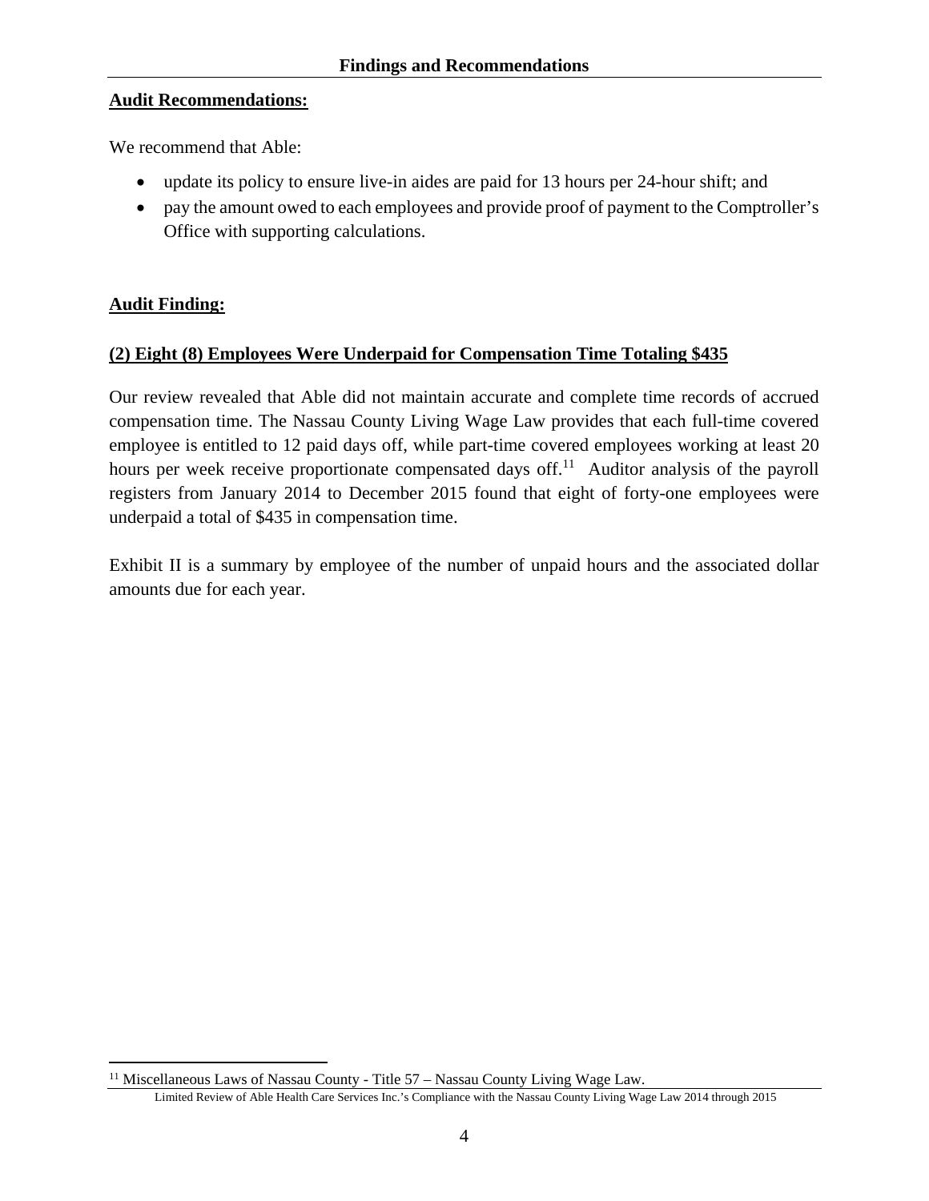**Audit Recommendations:**

We recommend that Able:

- update its policy to ensure live-in aides are paid for 13 hours per 24-hour shift; and
- pay the amount owed to each employees and provide proof of payment to the Comptroller's Office with supporting calculations.

**Audit Finding:**

**(2) Eight (8) Employees Were Underpaid for Compensation Time Totaling $435**

Our review revealed that Able did not maintain accurate and complete time records of accrued compensation time. The Nassau County Living Wage Law provides that each full-time covered employee is entitled to 12 paid days off, while part-time covered employees working at least 20 hours per week receive proportionate compensated days off.[11] Auditor analysis of the payroll registers from January 2014 to December 2015 found that eight of forty-one employees were underpaid a total of $435 in compensation time.

Exhibit II is a summary by employee of the number of unpaid hours and the associated dollar amounts due for each year.

[11] Miscellaneous Laws of Nassau County - Title 57 – Nassau County Living Wage Law.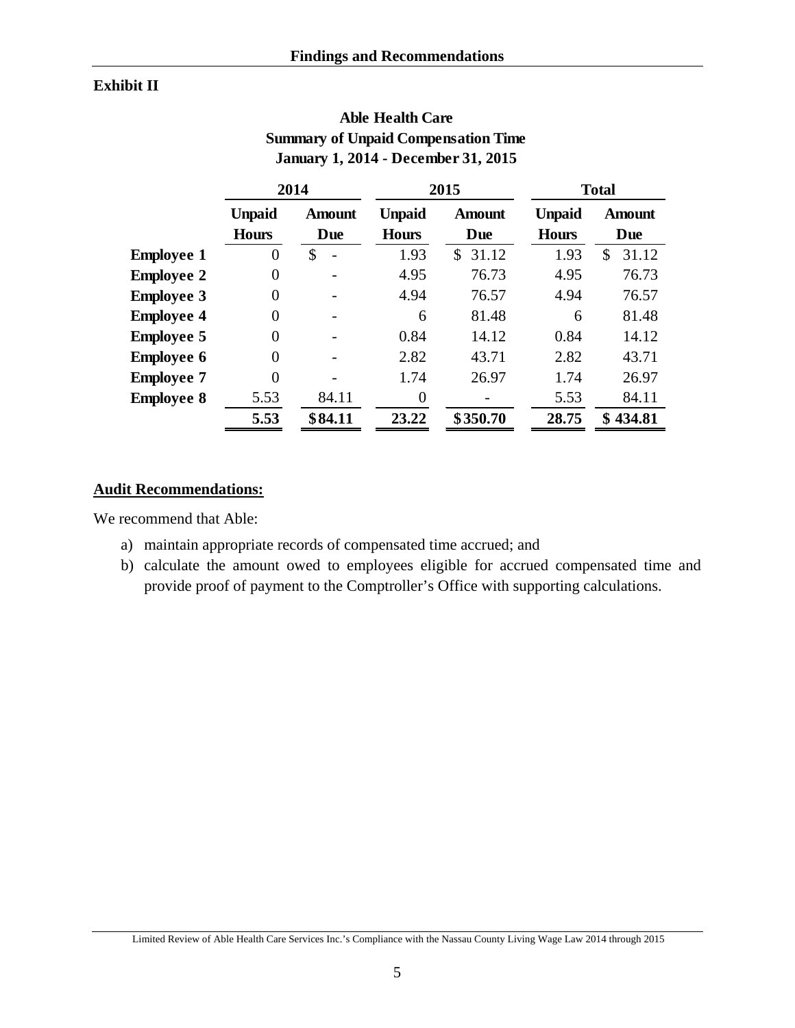**Exhibit II**

**Able Health Care**
**Summary of Unpaid Compensation Time**
**January 1, 2014 - December 31, 2015**

| | 2014 | | 2015 | | Total | |
|---|---|---|---|---|---|---|
| | **Unpaid Hours** | **Amount Due** | **Unpaid Hours** | **Amount Due** | **Unpaid Hours** | **Amount Due** |
| **Employee 1** | 0 | $ - | 1.93 | $ 31.12 | 1.93 | $ 31.12 |
| **Employee 2** | 0 | - | 4.95 | 76.73 | 4.95 | 76.73 |
| **Employee 3** | 0 | - | 4.94 | 76.57 | 4.94 | 76.57 |
| **Employee 4** | 0 | - | 6 | 81.48 | 6 | 81.48 |
| **Employee 5** | 0 | - | 0.84 | 14.12 | 0.84 | 14.12 |
| **Employee 6** | 0 | - | 2.82 | 43.71 | 2.82 | 43.71 |
| **Employee 7** | 0 | - | 1.74 | 26.97 | 1.74 | 26.97 |
| **Employee 8** | 5.53 | 84.11 | 0 | - | 5.53 | 84.11 |
| | **5.53** | **$84.11** | **23.22** | **$350.70** | **28.75** | **$ 434.81** |

**Audit Recommendations:**

We recommend that Able:

a) maintain appropriate records of compensated time accrued; and
b) calculate the amount owed to employees eligible for accrued compensated time and provide proof of payment to the Comptroller's Office with supporting calculations.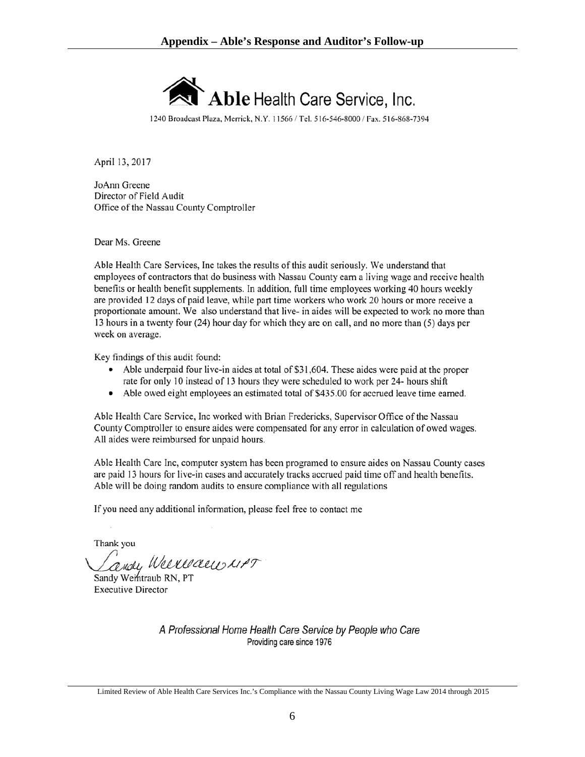## Appendix – Able's Response and Auditor's Follow-up

**Able** Health Care Service, Inc.

1240 Broadcast Plaza, Merrick, N.Y. 11566 / Tel. 516-546-8000 / Fax. 516-868-7394

April 13, 2017

JoAnn Greene
Director of Field Audit
Office of the Nassau County Comptroller

Dear Ms. Greene

Able Health Care Services, Inc takes the results of this audit seriously. We understand that employees of contractors that do business with Nassau County earn a living wage and receive health benefits or health benefit supplements. In addition, full time employees working 40 hours weekly are provided 12 days of paid leave, while part time workers who work 20 hours or more receive a proportionate amount. We also understand that live- in aides will be expected to work no more than 13 hours in a twenty four (24) hour day for which they are on call, and no more than (5) days per week on average.

Key findings of this audit found:

- Able underpaid four live-in aides at total of $31,604. These aides were paid at the proper rate for only 10 instead of 13 hours they were scheduled to work per 24- hours shift
- Able owed eight employees an estimated total of $435.00 for accrued leave time earned.

Able Health Care Service, Inc worked with Brian Fredericks, Supervisor Office of the Nassau County Comptroller to ensure aides were compensated for any error in calculation of owed wages. All aides were reimbursed for unpaid hours.

Able Health Care Inc, computer system has been programed to ensure aides on Nassau County cases are paid 13 hours for live-in cases and accurately tracks accrued paid time off and health benefits. Able will be doing random audits to ensure compliance with all regulations

If you need any additional information, please feel free to contact me

Thank you

Sandy Weintraub RN, PT
Executive Director

*A Professional Home Health Care Service by People who Care*
Providing care since 1976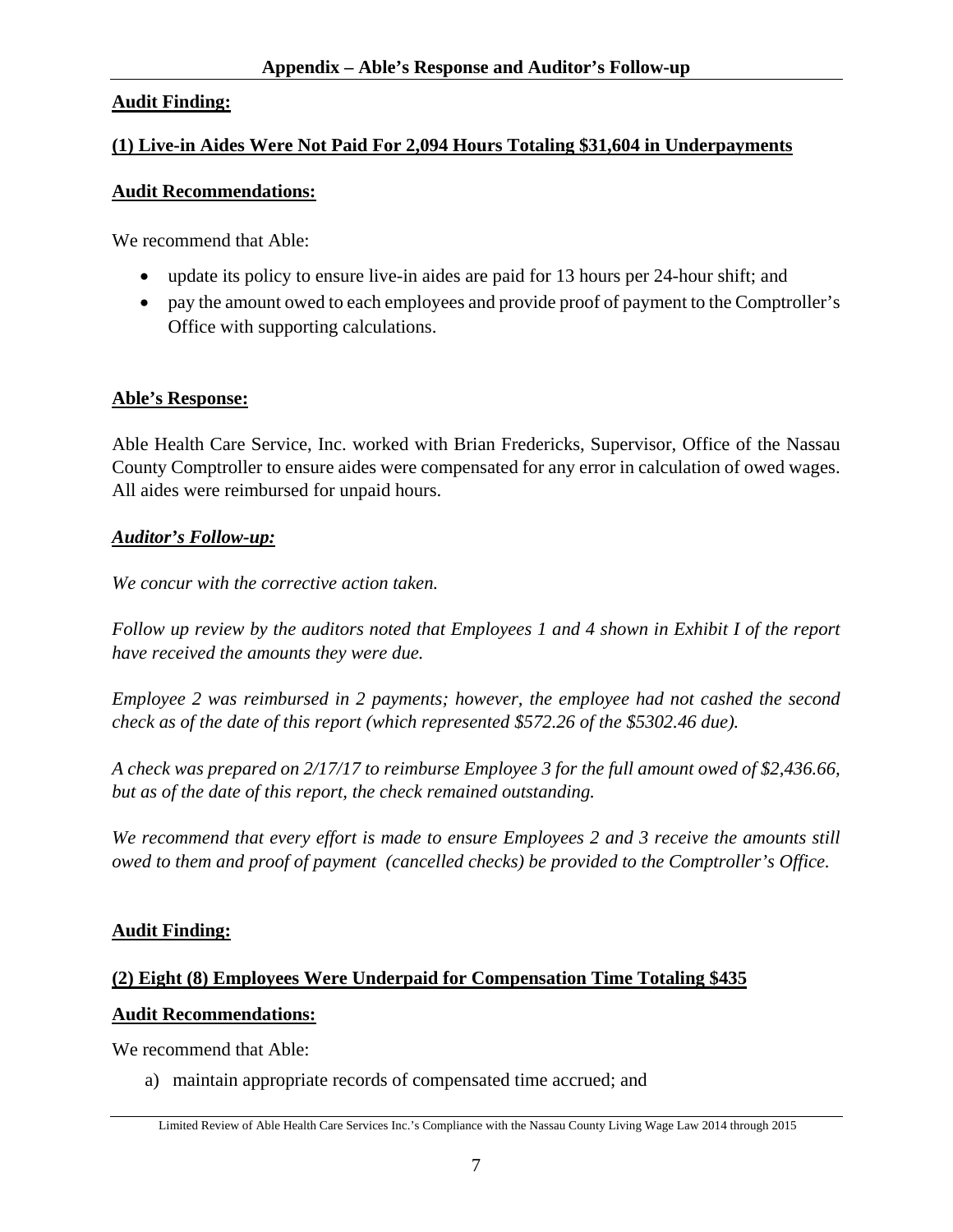## Appendix – Able's Response and Auditor's Follow-up

**Audit Finding:**

**(1) Live-in Aides Were Not Paid For 2,094 Hours Totaling $31,604 in Underpayments**

**Audit Recommendations:**

We recommend that Able:

- update its policy to ensure live-in aides are paid for 13 hours per 24-hour shift; and
- pay the amount owed to each employees and provide proof of payment to the Comptroller's Office with supporting calculations.

**Able's Response:**

Able Health Care Service, Inc. worked with Brian Fredericks, Supervisor, Office of the Nassau County Comptroller to ensure aides were compensated for any error in calculation of owed wages. All aides were reimbursed for unpaid hours.

***Auditor's Follow-up:***

*We concur with the corrective action taken.*

*Follow up review by the auditors noted that Employees 1 and 4 shown in Exhibit I of the report have received the amounts they were due.*

*Employee 2 was reimbursed in 2 payments; however, the employee had not cashed the second check as of the date of this report (which represented $572.26 of the $5302.46 due).*

*A check was prepared on 2/17/17 to reimburse Employee 3 for the full amount owed of $2,436.66, but as of the date of this report, the check remained outstanding.*

*We recommend that every effort is made to ensure Employees 2 and 3 receive the amounts still owed to them and proof of payment (cancelled checks) be provided to the Comptroller's Office.*

**Audit Finding:**

**(2) Eight (8) Employees Were Underpaid for Compensation Time Totaling $435**

**Audit Recommendations:**

We recommend that Able:

a) maintain appropriate records of compensated time accrued; and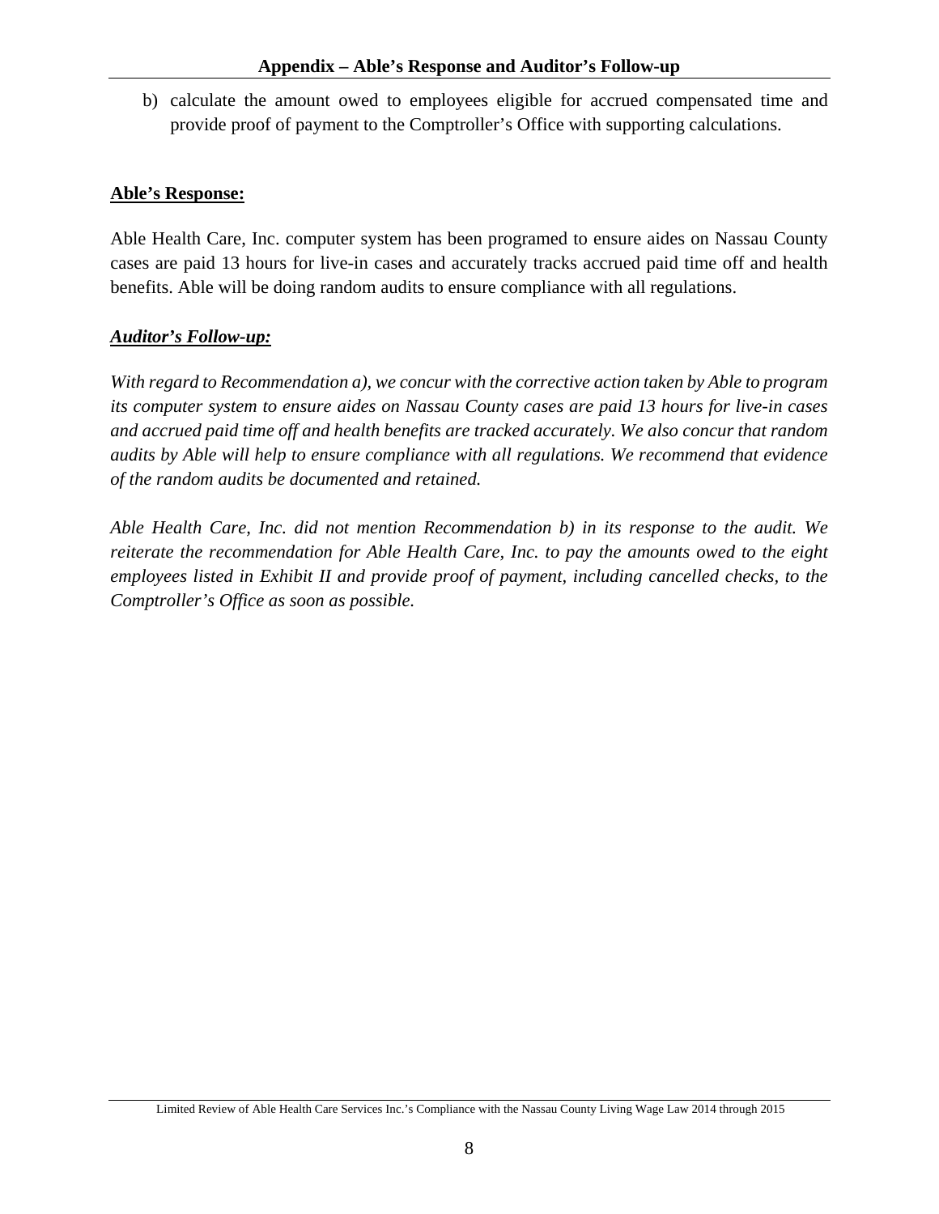b) calculate the amount owed to employees eligible for accrued compensated time and provide proof of payment to the Comptroller's Office with supporting calculations.

**Able's Response:**

Able Health Care, Inc. computer system has been programed to ensure aides on Nassau County cases are paid 13 hours for live-in cases and accurately tracks accrued paid time off and health benefits. Able will be doing random audits to ensure compliance with all regulations.

***Auditor's Follow-up:***

*With regard to Recommendation a), we concur with the corrective action taken by Able to program its computer system to ensure aides on Nassau County cases are paid 13 hours for live-in cases and accrued paid time off and health benefits are tracked accurately. We also concur that random audits by Able will help to ensure compliance with all regulations. We recommend that evidence of the random audits be documented and retained.*

*Able Health Care, Inc. did not mention Recommendation b) in its response to the audit. We reiterate the recommendation for Able Health Care, Inc. to pay the amounts owed to the eight employees listed in Exhibit II and provide proof of payment, including cancelled checks, to the Comptroller's Office as soon as possible.*